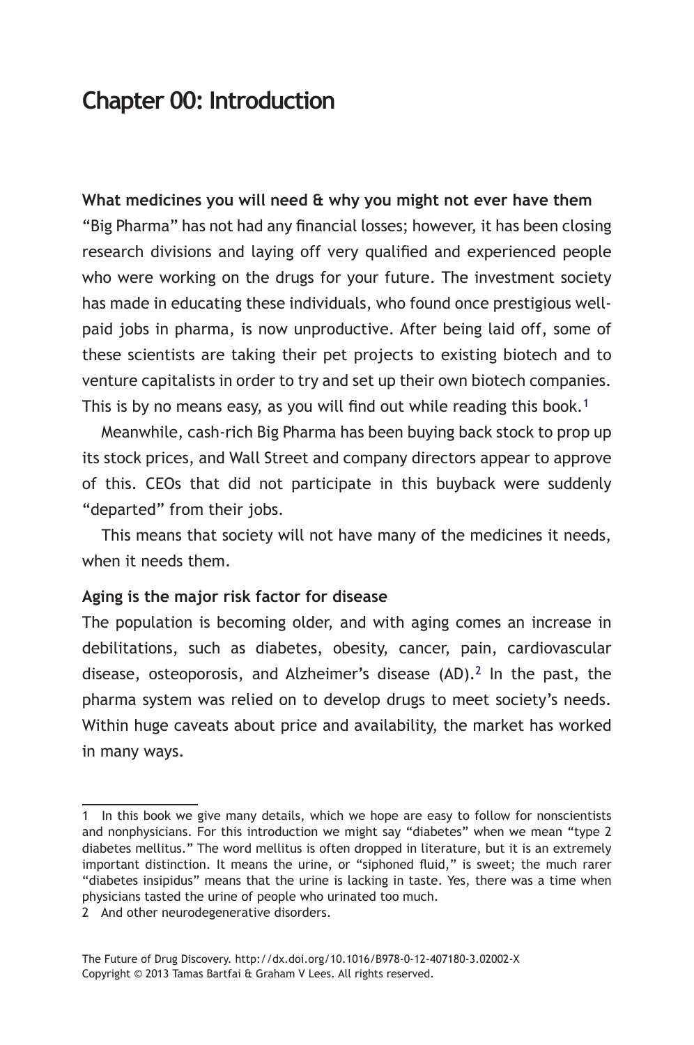# Chapter 00: Introduction

**What medicines you will need & why you might not ever have them**

"Big Pharma" has not had any financial losses; however, it has been closing research divisions and laying off very qualified and experienced people who were working on the drugs for your future. The investment society has made in educating these individuals, who found once prestigious well-paid jobs in pharma, is now unproductive. After being laid off, some of these scientists are taking their pet projects to existing biotech and to venture capitalists in order to try and set up their own biotech companies. This is by no means easy, as you will find out while reading this book.[1]

Meanwhile, cash-rich Big Pharma has been buying back stock to prop up its stock prices, and Wall Street and company directors appear to approve of this. CEOs that did not participate in this buyback were suddenly "departed" from their jobs.

This means that society will not have many of the medicines it needs, when it needs them.

**Aging is the major risk factor for disease**

The population is becoming older, and with aging comes an increase in debilitations, such as diabetes, obesity, cancer, pain, cardiovascular disease, osteoporosis, and Alzheimer's disease (AD).[2] In the past, the pharma system was relied on to develop drugs to meet society's needs. Within huge caveats about price and availability, the market has worked in many ways.

---

1 In this book we give many details, which we hope are easy to follow for nonscientists and nonphysicians. For this introduction we might say "diabetes" when we mean "type 2 diabetes mellitus." The word mellitus is often dropped in literature, but it is an extremely important distinction. It means the urine, or "siphoned fluid," is sweet; the much rarer "diabetes insipidus" means that the urine is lacking in taste. Yes, there was a time when physicians tasted the urine of people who urinated too much.

2 And other neurodegenerative disorders.

The Future of Drug Discovery. http://dx.doi.org/10.1016/B978-0-12-407180-3.02002-X
Copyright © 2013 Tamas Bartfai & Graham V Lees. All rights reserved.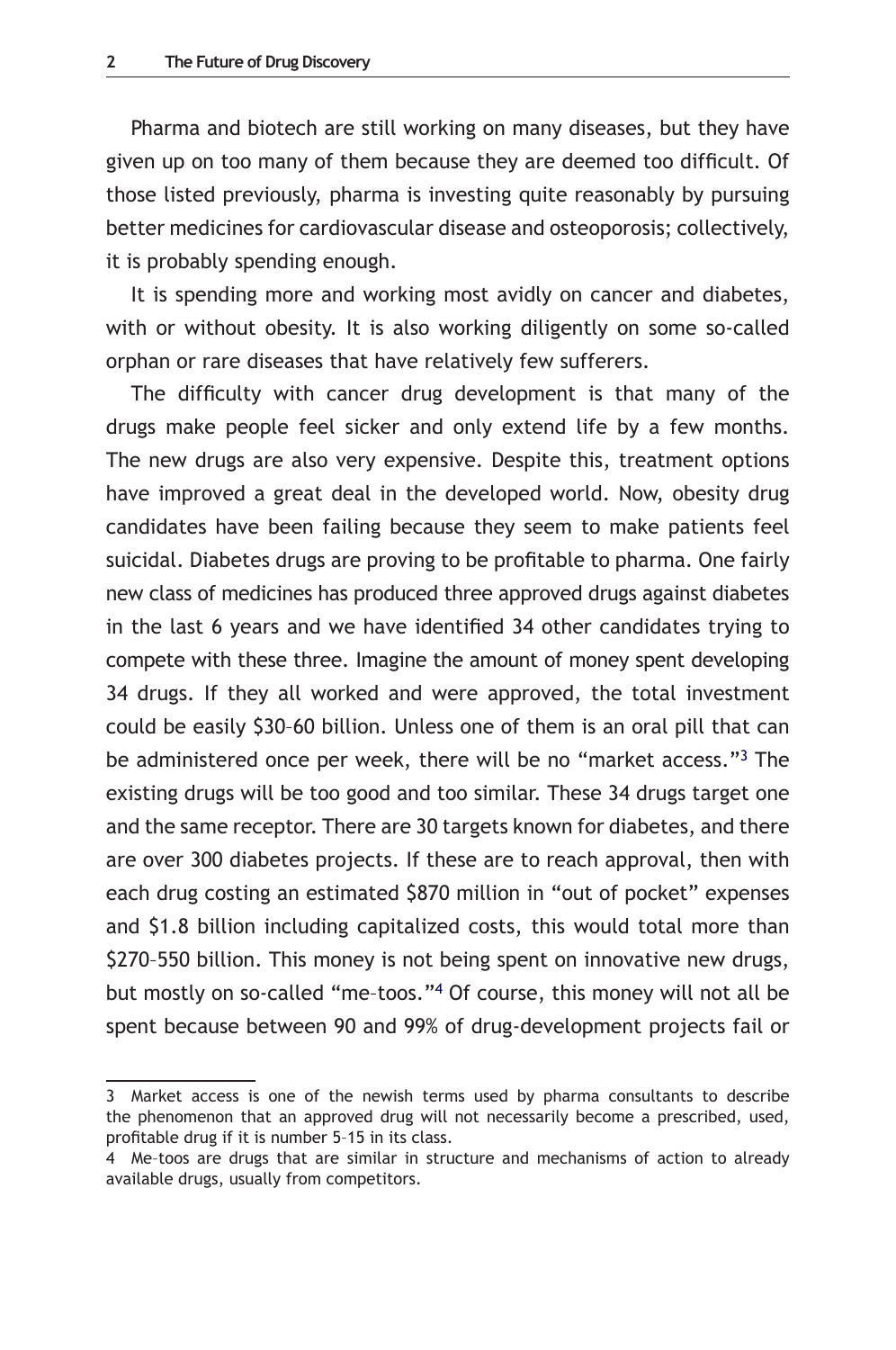Pharma and biotech are still working on many diseases, but they have given up on too many of them because they are deemed too difficult. Of those listed previously, pharma is investing quite reasonably by pursuing better medicines for cardiovascular disease and osteoporosis; collectively, it is probably spending enough.

It is spending more and working most avidly on cancer and diabetes, with or without obesity. It is also working diligently on some so-called orphan or rare diseases that have relatively few sufferers.

The difficulty with cancer drug development is that many of the drugs make people feel sicker and only extend life by a few months. The new drugs are also very expensive. Despite this, treatment options have improved a great deal in the developed world. Now, obesity drug candidates have been failing because they seem to make patients feel suicidal. Diabetes drugs are proving to be profitable to pharma. One fairly new class of medicines has produced three approved drugs against diabetes in the last 6 years and we have identified 34 other candidates trying to compete with these three. Imagine the amount of money spent developing 34 drugs. If they all worked and were approved, the total investment could be easily \$30–60 billion. Unless one of them is an oral pill that can be administered once per week, there will be no "market access."[3] The existing drugs will be too good and too similar. These 34 drugs target one and the same receptor. There are 30 targets known for diabetes, and there are over 300 diabetes projects. If these are to reach approval, then with each drug costing an estimated \$870 million in "out of pocket" expenses and \$1.8 billion including capitalized costs, this would total more than \$270–550 billion. This money is not being spent on innovative new drugs, but mostly on so-called "me–toos."[4] Of course, this money will not all be spent because between 90 and 99% of drug-development projects fail or

---

3 Market access is one of the newish terms used by pharma consultants to describe the phenomenon that an approved drug will not necessarily become a prescribed, used, profitable drug if it is number 5–15 in its class.

4 Me–toos are drugs that are similar in structure and mechanisms of action to already available drugs, usually from competitors.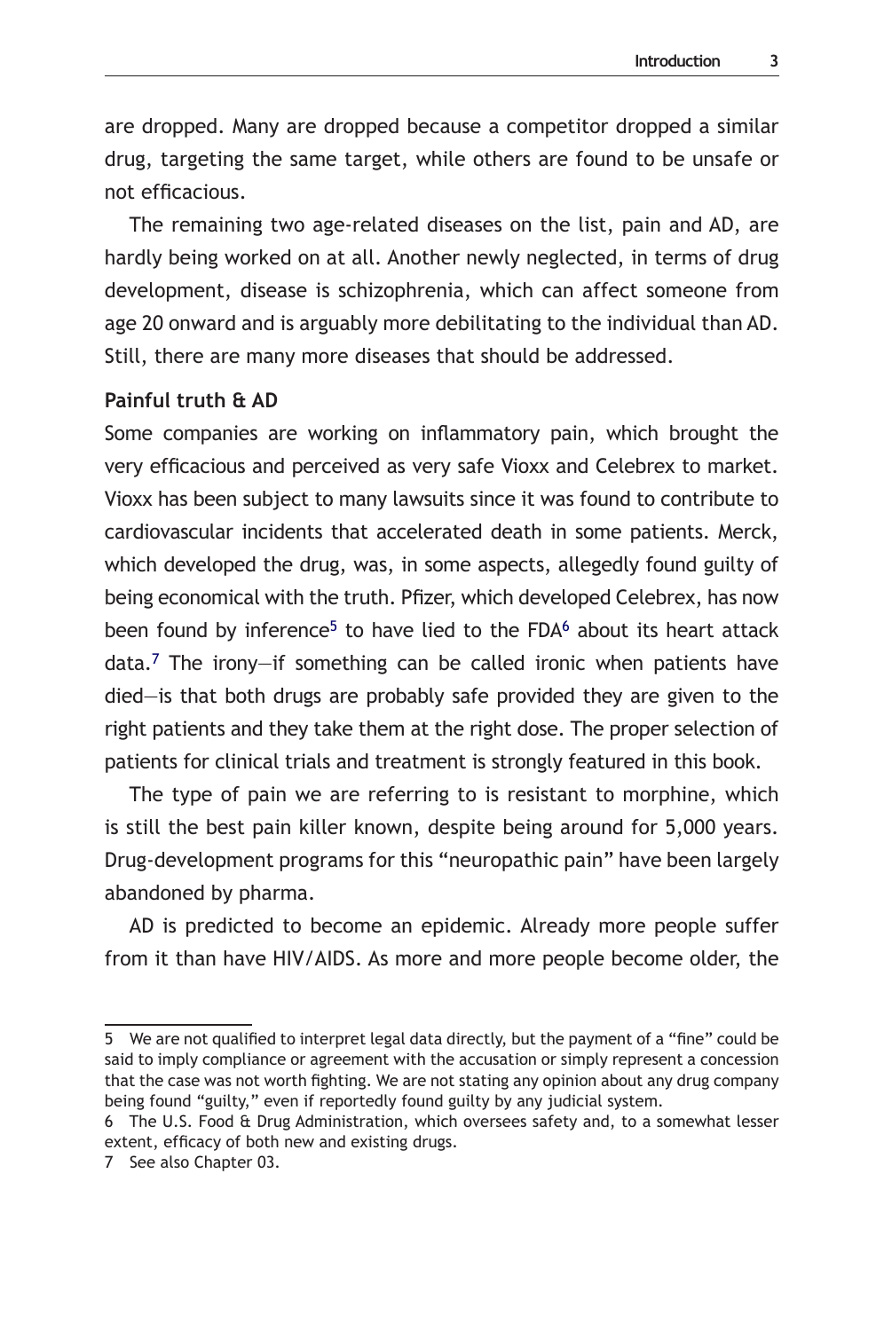are dropped. Many are dropped because a competitor dropped a similar drug, targeting the same target, while others are found to be unsafe or not efficacious.

The remaining two age-related diseases on the list, pain and AD, are hardly being worked on at all. Another newly neglected, in terms of drug development, disease is schizophrenia, which can affect someone from age 20 onward and is arguably more debilitating to the individual than AD. Still, there are many more diseases that should be addressed.

### Painful truth & AD

Some companies are working on inflammatory pain, which brought the very efficacious and perceived as very safe Vioxx and Celebrex to market. Vioxx has been subject to many lawsuits since it was found to contribute to cardiovascular incidents that accelerated death in some patients. Merck, which developed the drug, was, in some aspects, allegedly found guilty of being economical with the truth. Pfizer, which developed Celebrex, has now been found by inference[5] to have lied to the FDA[6] about its heart attack data.[7] The irony—if something can be called ironic when patients have died—is that both drugs are probably safe provided they are given to the right patients and they take them at the right dose. The proper selection of patients for clinical trials and treatment is strongly featured in this book.

The type of pain we are referring to is resistant to morphine, which is still the best pain killer known, despite being around for 5,000 years. Drug-development programs for this "neuropathic pain" have been largely abandoned by pharma.

AD is predicted to become an epidemic. Already more people suffer from it than have HIV/AIDS. As more and more people become older, the

---

5 We are not qualified to interpret legal data directly, but the payment of a "fine" could be said to imply compliance or agreement with the accusation or simply represent a concession that the case was not worth fighting. We are not stating any opinion about any drug company being found "guilty," even if reportedly found guilty by any judicial system.

6 The U.S. Food & Drug Administration, which oversees safety and, to a somewhat lesser extent, efficacy of both new and existing drugs.

7 See also Chapter 03.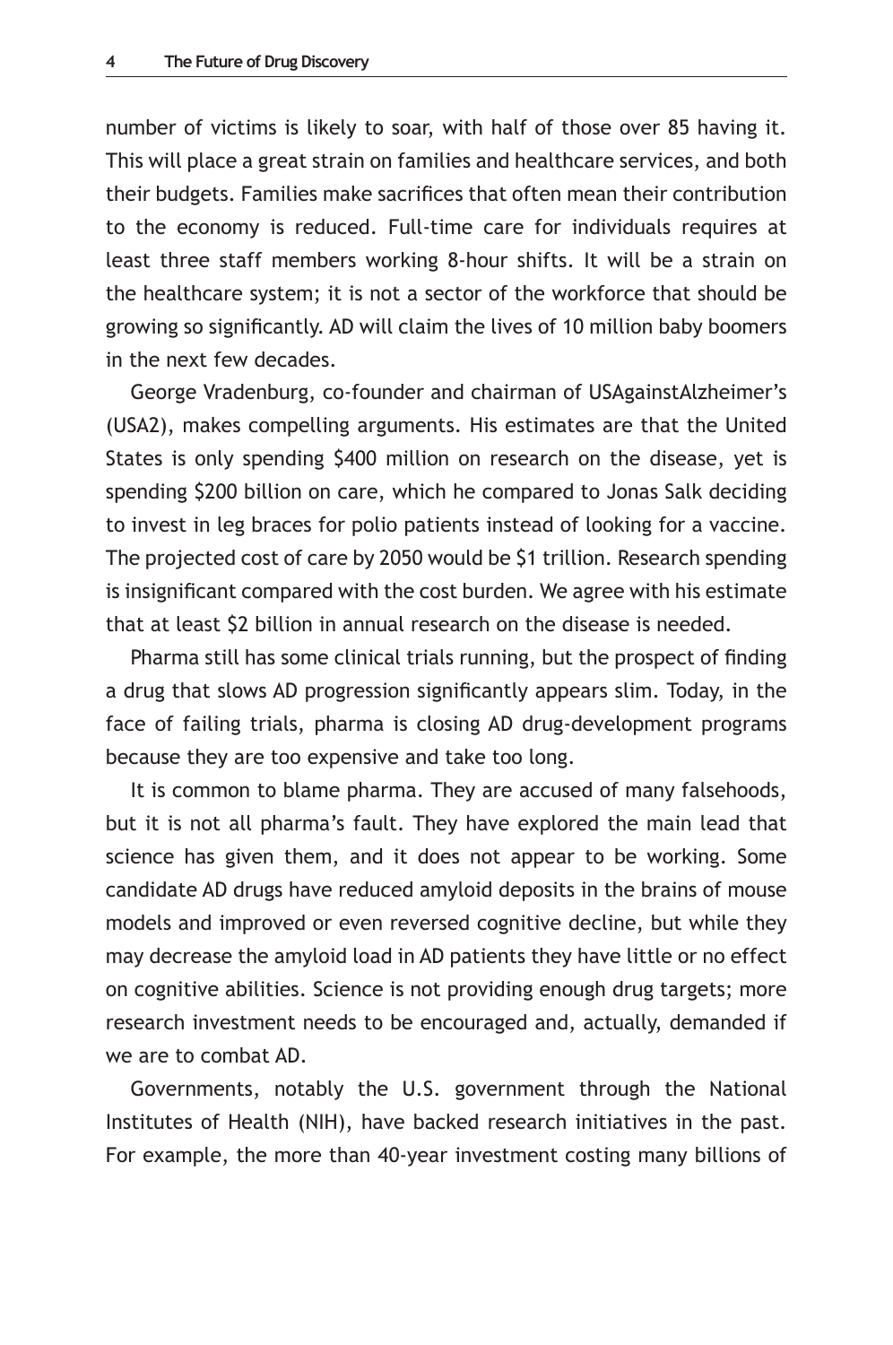number of victims is likely to soar, with half of those over 85 having it. This will place a great strain on families and healthcare services, and both their budgets. Families make sacrifices that often mean their contribution to the economy is reduced. Full-time care for individuals requires at least three staff members working 8-hour shifts. It will be a strain on the healthcare system; it is not a sector of the workforce that should be growing so significantly. AD will claim the lives of 10 million baby boomers in the next few decades.

George Vradenburg, co-founder and chairman of USAgainstAlzheimer's (USA2), makes compelling arguments. His estimates are that the United States is only spending $400 million on research on the disease, yet is spending $200 billion on care, which he compared to Jonas Salk deciding to invest in leg braces for polio patients instead of looking for a vaccine. The projected cost of care by 2050 would be $1 trillion. Research spending is insignificant compared with the cost burden. We agree with his estimate that at least $2 billion in annual research on the disease is needed.

Pharma still has some clinical trials running, but the prospect of finding a drug that slows AD progression significantly appears slim. Today, in the face of failing trials, pharma is closing AD drug-development programs because they are too expensive and take too long.

It is common to blame pharma. They are accused of many falsehoods, but it is not all pharma's fault. They have explored the main lead that science has given them, and it does not appear to be working. Some candidate AD drugs have reduced amyloid deposits in the brains of mouse models and improved or even reversed cognitive decline, but while they may decrease the amyloid load in AD patients they have little or no effect on cognitive abilities. Science is not providing enough drug targets; more research investment needs to be encouraged and, actually, demanded if we are to combat AD.

Governments, notably the U.S. government through the National Institutes of Health (NIH), have backed research initiatives in the past. For example, the more than 40-year investment costing many billions of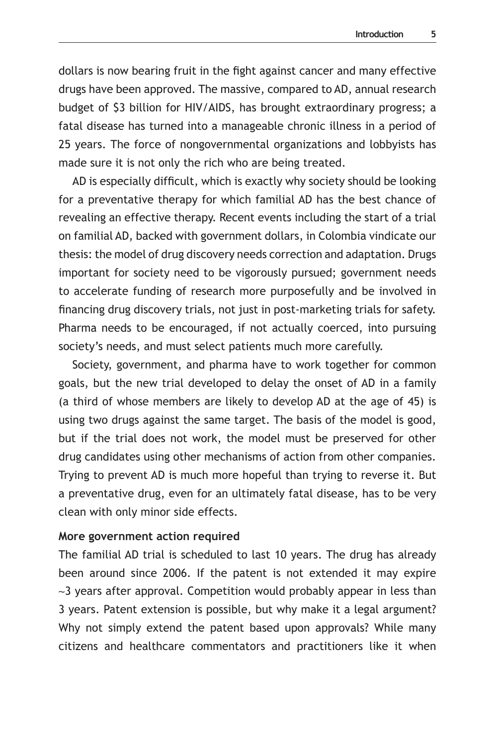dollars is now bearing fruit in the fight against cancer and many effective drugs have been approved. The massive, compared to AD, annual research budget of $3 billion for HIV/AIDS, has brought extraordinary progress; a fatal disease has turned into a manageable chronic illness in a period of 25 years. The force of nongovernmental organizations and lobbyists has made sure it is not only the rich who are being treated.

AD is especially difficult, which is exactly why society should be looking for a preventative therapy for which familial AD has the best chance of revealing an effective therapy. Recent events including the start of a trial on familial AD, backed with government dollars, in Colombia vindicate our thesis: the model of drug discovery needs correction and adaptation. Drugs important for society need to be vigorously pursued; government needs to accelerate funding of research more purposefully and be involved in financing drug discovery trials, not just in post-marketing trials for safety. Pharma needs to be encouraged, if not actually coerced, into pursuing society's needs, and must select patients much more carefully.

Society, government, and pharma have to work together for common goals, but the new trial developed to delay the onset of AD in a family (a third of whose members are likely to develop AD at the age of 45) is using two drugs against the same target. The basis of the model is good, but if the trial does not work, the model must be preserved for other drug candidates using other mechanisms of action from other companies. Trying to prevent AD is much more hopeful than trying to reverse it. But a preventative drug, even for an ultimately fatal disease, has to be very clean with only minor side effects.

**More government action required**

The familial AD trial is scheduled to last 10 years. The drug has already been around since 2006. If the patent is not extended it may expire ~3 years after approval. Competition would probably appear in less than 3 years. Patent extension is possible, but why make it a legal argument? Why not simply extend the patent based upon approvals? While many citizens and healthcare commentators and practitioners like it when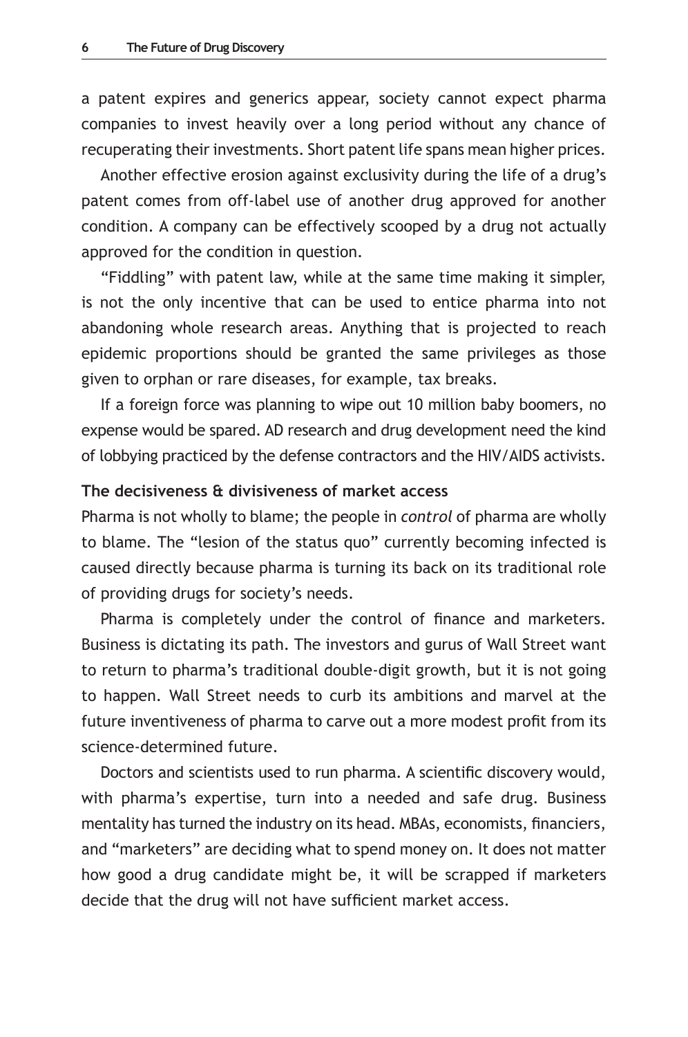a patent expires and generics appear, society cannot expect pharma companies to invest heavily over a long period without any chance of recuperating their investments. Short patent life spans mean higher prices.

Another effective erosion against exclusivity during the life of a drug's patent comes from off-label use of another drug approved for another condition. A company can be effectively scooped by a drug not actually approved for the condition in question.

"Fiddling" with patent law, while at the same time making it simpler, is not the only incentive that can be used to entice pharma into not abandoning whole research areas. Anything that is projected to reach epidemic proportions should be granted the same privileges as those given to orphan or rare diseases, for example, tax breaks.

If a foreign force was planning to wipe out 10 million baby boomers, no expense would be spared. AD research and drug development need the kind of lobbying practiced by the defense contractors and the HIV/AIDS activists.

### The decisiveness & divisiveness of market access

Pharma is not wholly to blame; the people in *control* of pharma are wholly to blame. The "lesion of the status quo" currently becoming infected is caused directly because pharma is turning its back on its traditional role of providing drugs for society's needs.

Pharma is completely under the control of finance and marketers. Business is dictating its path. The investors and gurus of Wall Street want to return to pharma's traditional double-digit growth, but it is not going to happen. Wall Street needs to curb its ambitions and marvel at the future inventiveness of pharma to carve out a more modest profit from its science-determined future.

Doctors and scientists used to run pharma. A scientific discovery would, with pharma's expertise, turn into a needed and safe drug. Business mentality has turned the industry on its head. MBAs, economists, financiers, and "marketers" are deciding what to spend money on. It does not matter how good a drug candidate might be, it will be scrapped if marketers decide that the drug will not have sufficient market access.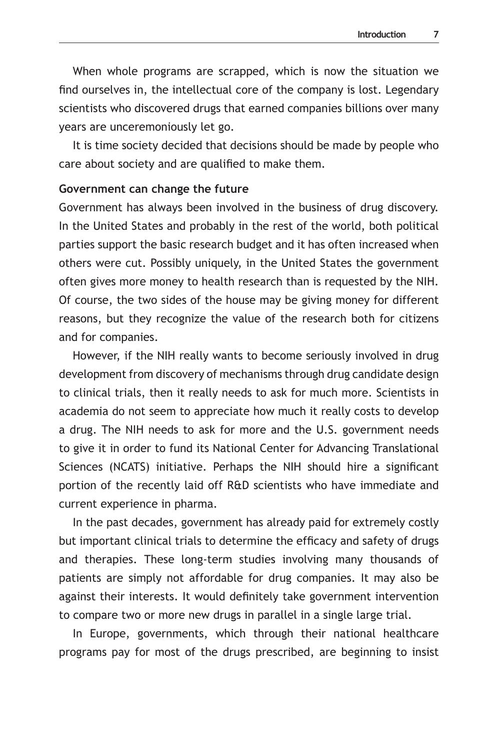When whole programs are scrapped, which is now the situation we find ourselves in, the intellectual core of the company is lost. Legendary scientists who discovered drugs that earned companies billions over many years are unceremoniously let go.

It is time society decided that decisions should be made by people who care about society and are qualified to make them.

**Government can change the future**

Government has always been involved in the business of drug discovery. In the United States and probably in the rest of the world, both political parties support the basic research budget and it has often increased when others were cut. Possibly uniquely, in the United States the government often gives more money to health research than is requested by the NIH. Of course, the two sides of the house may be giving money for different reasons, but they recognize the value of the research both for citizens and for companies.

However, if the NIH really wants to become seriously involved in drug development from discovery of mechanisms through drug candidate design to clinical trials, then it really needs to ask for much more. Scientists in academia do not seem to appreciate how much it really costs to develop a drug. The NIH needs to ask for more and the U.S. government needs to give it in order to fund its National Center for Advancing Translational Sciences (NCATS) initiative. Perhaps the NIH should hire a significant portion of the recently laid off R&D scientists who have immediate and current experience in pharma.

In the past decades, government has already paid for extremely costly but important clinical trials to determine the efficacy and safety of drugs and therapies. These long-term studies involving many thousands of patients are simply not affordable for drug companies. It may also be against their interests. It would definitely take government intervention to compare two or more new drugs in parallel in a single large trial.

In Europe, governments, which through their national healthcare programs pay for most of the drugs prescribed, are beginning to insist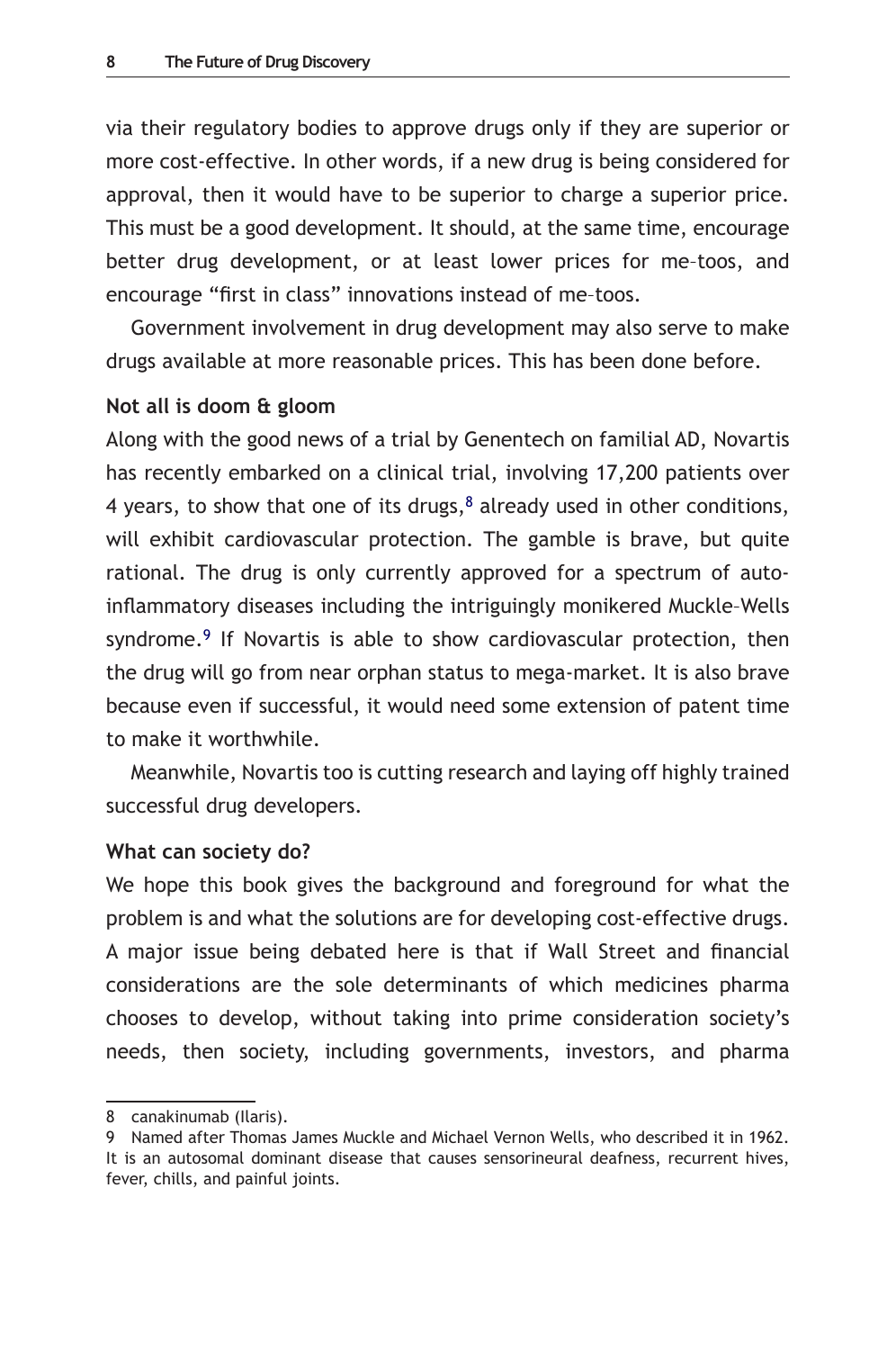via their regulatory bodies to approve drugs only if they are superior or more cost-effective. In other words, if a new drug is being considered for approval, then it would have to be superior to charge a superior price. This must be a good development. It should, at the same time, encourage better drug development, or at least lower prices for me–toos, and encourage "first in class" innovations instead of me–toos.

Government involvement in drug development may also serve to make drugs available at more reasonable prices. This has been done before.

**Not all is doom & gloom**

Along with the good news of a trial by Genentech on familial AD, Novartis has recently embarked on a clinical trial, involving 17,200 patients over 4 years, to show that one of its drugs,[8] already used in other conditions, will exhibit cardiovascular protection. The gamble is brave, but quite rational. The drug is only currently approved for a spectrum of auto-inflammatory diseases including the intriguingly monikered Muckle–Wells syndrome.[9] If Novartis is able to show cardiovascular protection, then the drug will go from near orphan status to mega-market. It is also brave because even if successful, it would need some extension of patent time to make it worthwhile.

Meanwhile, Novartis too is cutting research and laying off highly trained successful drug developers.

**What can society do?**

We hope this book gives the background and foreground for what the problem is and what the solutions are for developing cost-effective drugs. A major issue being debated here is that if Wall Street and financial considerations are the sole determinants of which medicines pharma chooses to develop, without taking into prime consideration society's needs, then society, including governments, investors, and pharma

---

8 canakinumab (Ilaris).

9 Named after Thomas James Muckle and Michael Vernon Wells, who described it in 1962. It is an autosomal dominant disease that causes sensorineural deafness, recurrent hives, fever, chills, and painful joints.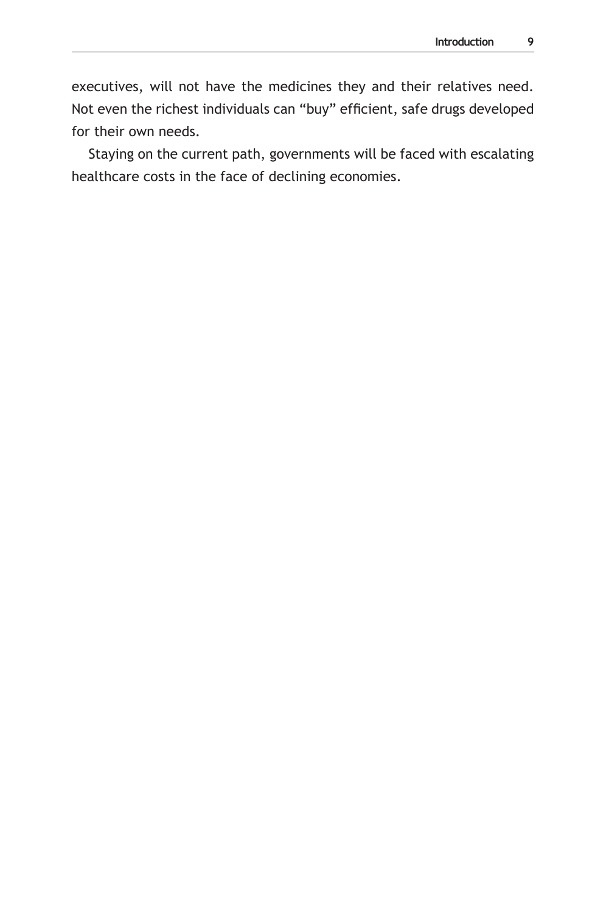executives, will not have the medicines they and their relatives need. Not even the richest individuals can "buy" efficient, safe drugs developed for their own needs.

Staying on the current path, governments will be faced with escalating healthcare costs in the face of declining economies.